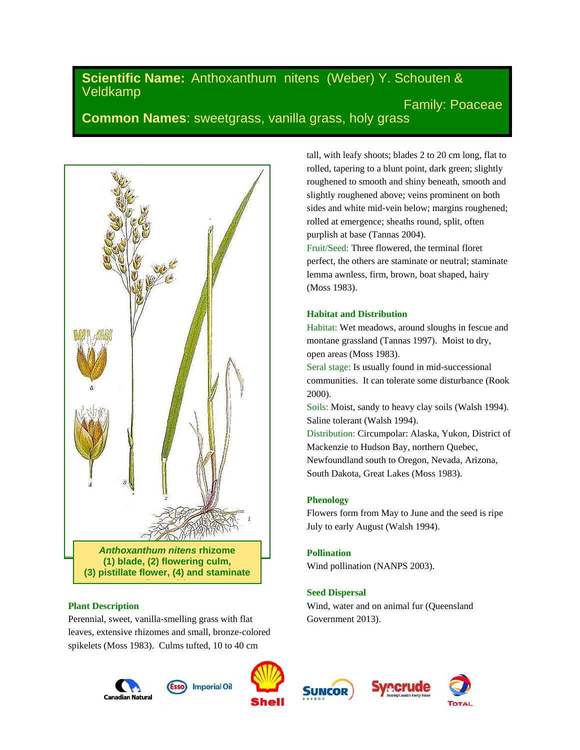# Scientific Name: Anthoxanthum nitens (Weber) Y. Schouten & Veldkamp

Family: Poaceae

**Common Names**: sweetgrass, vanilla grass, holy grass

***Anthoxanthum nitens*** **rhizome (1) blade, (2) flowering culm, (3) pistillate flower, (4) and staminate**

### Plant Description

Perennial, sweet, vanilla-smelling grass with flat leaves, extensive rhizomes and small, bronze-colored spikelets (Moss 1983). Culms tufted, 10 to 40 cm tall, with leafy shoots; blades 2 to 20 cm long, flat to rolled, tapering to a blunt point, dark green; slightly roughened to smooth and shiny beneath, smooth and slightly roughened above; veins prominent on both sides and white mid-vein below; margins roughened; rolled at emergence; sheaths round, split, often purplish at base (Tannas 2004).

Fruit/Seed: Three flowered, the terminal floret perfect, the others are staminate or neutral; staminate lemma awnless, firm, brown, boat shaped, hairy (Moss 1983).

### Habitat and Distribution

Habitat: Wet meadows, around sloughs in fescue and montane grassland (Tannas 1997). Moist to dry, open areas (Moss 1983).

Seral stage: Is usually found in mid-successional communities. It can tolerate some disturbance (Rook 2000).

Soils: Moist, sandy to heavy clay soils (Walsh 1994). Saline tolerant (Walsh 1994).

Distribution: Circumpolar: Alaska, Yukon, District of Mackenzie to Hudson Bay, northern Quebec, Newfoundland south to Oregon, Nevada, Arizona, South Dakota, Great Lakes (Moss 1983).

### Phenology

Flowers form from May to June and the seed is ripe July to early August (Walsh 1994).

### Pollination

Wind pollination (NANPS 2003).

### Seed Dispersal

Wind, water and on animal fur (Queensland Government 2013).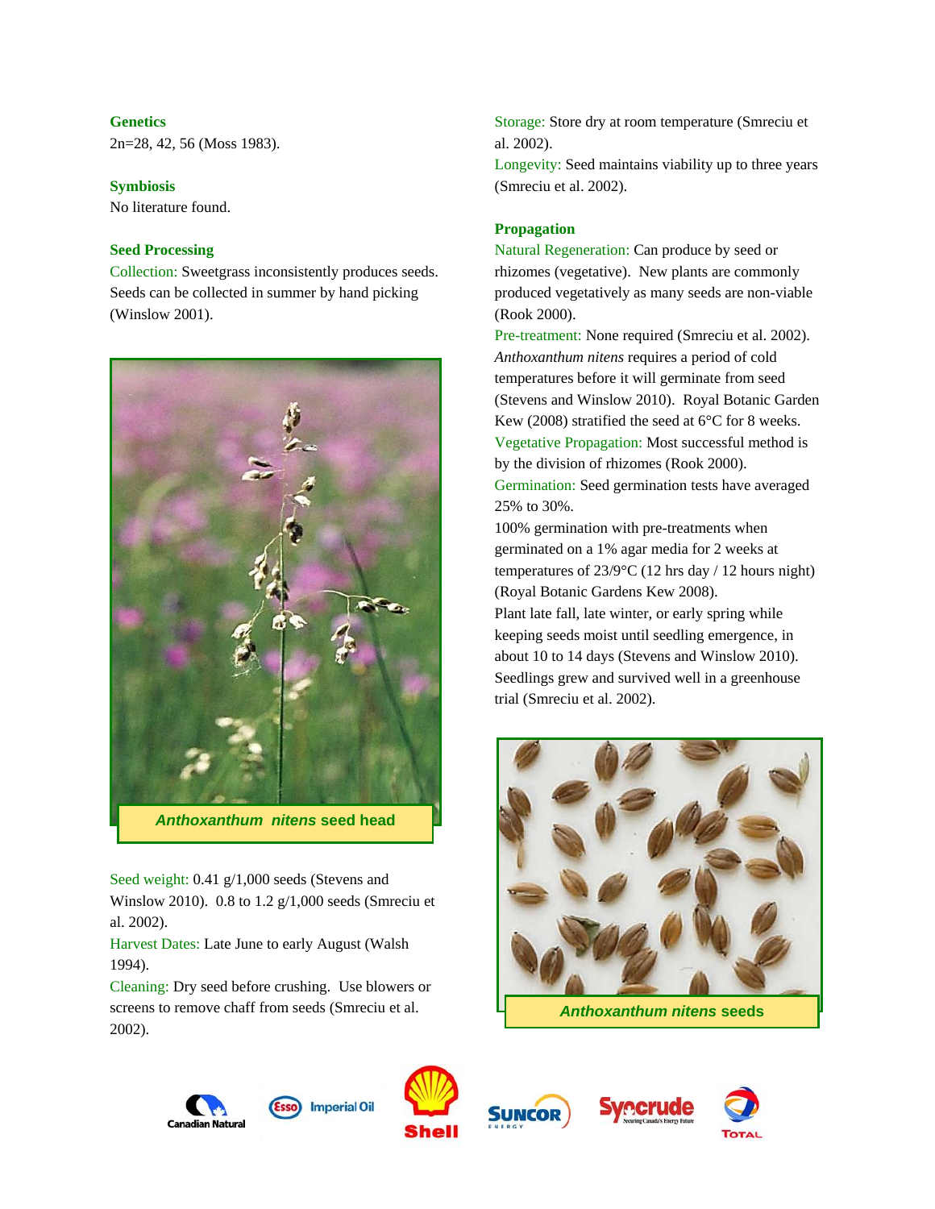### Genetics

2n=28, 42, 56 (Moss 1983).

### Symbiosis

No literature found.

### Seed Processing

Collection: Sweetgrass inconsistently produces seeds. Seeds can be collected in summer by hand picking (Winslow 2001).

*Anthoxanthum nitens* seed head

Seed weight: 0.41 g/1,000 seeds (Stevens and Winslow 2010). 0.8 to 1.2 g/1,000 seeds (Smreciu et al. 2002).

Harvest Dates: Late June to early August (Walsh 1994).

Cleaning: Dry seed before crushing. Use blowers or screens to remove chaff from seeds (Smreciu et al. 2002).

Storage: Store dry at room temperature (Smreciu et al. 2002).

Longevity: Seed maintains viability up to three years (Smreciu et al. 2002).

### Propagation

Natural Regeneration: Can produce by seed or rhizomes (vegetative). New plants are commonly produced vegetatively as many seeds are non-viable (Rook 2000).

Pre-treatment: None required (Smreciu et al. 2002). *Anthoxanthum nitens* requires a period of cold temperatures before it will germinate from seed (Stevens and Winslow 2010). Royal Botanic Garden Kew (2008) stratified the seed at 6°C for 8 weeks.

Vegetative Propagation: Most successful method is by the division of rhizomes (Rook 2000).

Germination: Seed germination tests have averaged 25% to 30%.

100% germination with pre-treatments when germinated on a 1% agar media for 2 weeks at temperatures of 23/9°C (12 hrs day / 12 hours night) (Royal Botanic Gardens Kew 2008).

Plant late fall, late winter, or early spring while keeping seeds moist until seedling emergence, in about 10 to 14 days (Stevens and Winslow 2010).

Seedlings grew and survived well in a greenhouse trial (Smreciu et al. 2002).

*Anthoxanthum nitens* seeds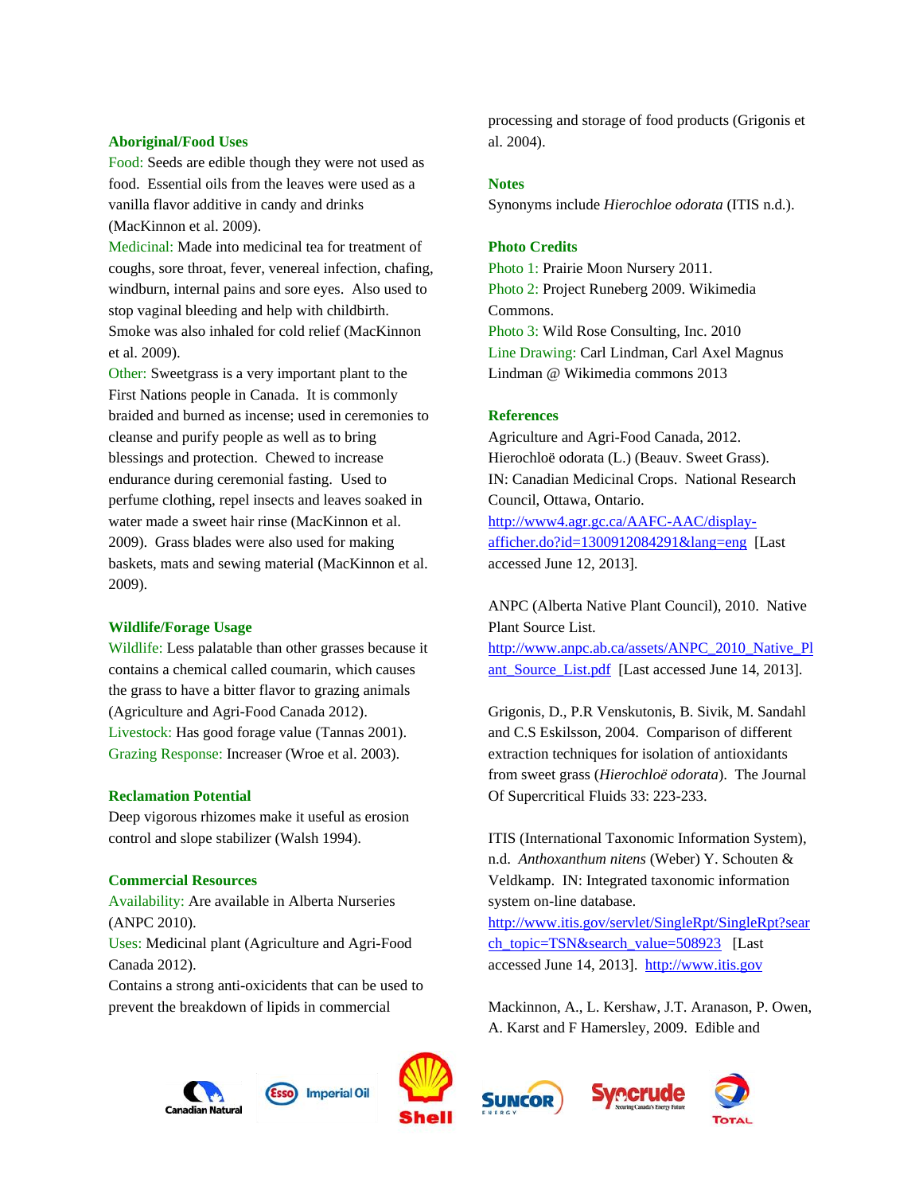### Aboriginal/Food Uses

Food: Seeds are edible though they were not used as food. Essential oils from the leaves were used as a vanilla flavor additive in candy and drinks (MacKinnon et al. 2009).

Medicinal: Made into medicinal tea for treatment of coughs, sore throat, fever, venereal infection, chafing, windburn, internal pains and sore eyes. Also used to stop vaginal bleeding and help with childbirth. Smoke was also inhaled for cold relief (MacKinnon et al. 2009).

Other: Sweetgrass is a very important plant to the First Nations people in Canada. It is commonly braided and burned as incense; used in ceremonies to cleanse and purify people as well as to bring blessings and protection. Chewed to increase endurance during ceremonial fasting. Used to perfume clothing, repel insects and leaves soaked in water made a sweet hair rinse (MacKinnon et al. 2009). Grass blades were also used for making baskets, mats and sewing material (MacKinnon et al. 2009).

### Wildlife/Forage Usage

Wildlife: Less palatable than other grasses because it contains a chemical called coumarin, which causes the grass to have a bitter flavor to grazing animals (Agriculture and Agri-Food Canada 2012).

Livestock: Has good forage value (Tannas 2001).

Grazing Response: Increaser (Wroe et al. 2003).

### Reclamation Potential

Deep vigorous rhizomes make it useful as erosion control and slope stabilizer (Walsh 1994).

### Commercial Resources

Availability: Are available in Alberta Nurseries (ANPC 2010).

Uses: Medicinal plant (Agriculture and Agri-Food Canada 2012).

Contains a strong anti-oxicidents that can be used to prevent the breakdown of lipids in commercial processing and storage of food products (Grigonis et al. 2004).

### Notes

Synonyms include *Hierochloe odorata* (ITIS n.d.).

### Photo Credits

Photo 1: Prairie Moon Nursery 2011.

Photo 2: Project Runeberg 2009. Wikimedia Commons.

Photo 3: Wild Rose Consulting, Inc. 2010

Line Drawing: Carl Lindman, Carl Axel Magnus Lindman @ Wikimedia commons 2013

### References

Agriculture and Agri-Food Canada, 2012. Hierochloë odorata (L.) (Beauv. Sweet Grass). IN: Canadian Medicinal Crops. National Research Council, Ottawa, Ontario. http://www4.agr.gc.ca/AAFC-AAC/display-afficher.do?id=1300912084291&lang=eng [Last accessed June 12, 2013].

ANPC (Alberta Native Plant Council), 2010. Native Plant Source List. http://www.anpc.ab.ca/assets/ANPC_2010_Native_Plant_Source_List.pdf [Last accessed June 14, 2013].

Grigonis, D., P.R Venskutonis, B. Sivik, M. Sandahl and C.S Eskilsson, 2004. Comparison of different extraction techniques for isolation of antioxidants from sweet grass (*Hierochloë odorata*). The Journal Of Supercritical Fluids 33: 223-233.

ITIS (International Taxonomic Information System), n.d. *Anthoxanthum nitens* (Weber) Y. Schouten & Veldkamp. IN: Integrated taxonomic information system on-line database. http://www.itis.gov/servlet/SingleRpt/SingleRpt?search_topic=TSN&search_value=508923 [Last accessed June 14, 2013]. http://www.itis.gov

Mackinnon, A., L. Kershaw, J.T. Aranason, P. Owen, A. Karst and F Hamersley, 2009. Edible and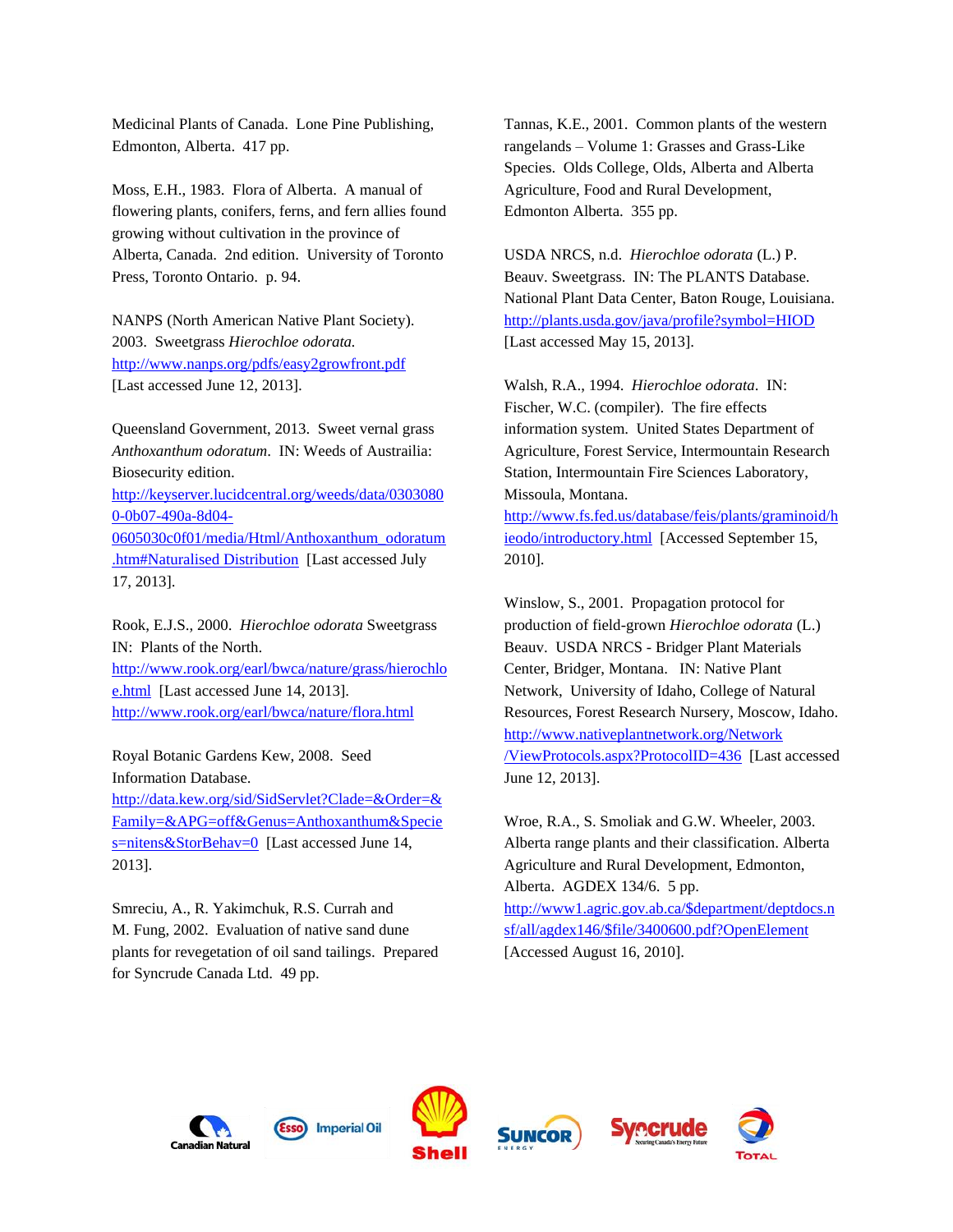Medicinal Plants of Canada. Lone Pine Publishing, Edmonton, Alberta. 417 pp.

Moss, E.H., 1983. Flora of Alberta. A manual of flowering plants, conifers, ferns, and fern allies found growing without cultivation in the province of Alberta, Canada. 2nd edition. University of Toronto Press, Toronto Ontario. p. 94.

NANPS (North American Native Plant Society). 2003. Sweetgrass *Hierochloe odorata.* http://www.nanps.org/pdfs/easy2growfront.pdf [Last accessed June 12, 2013].

Queensland Government, 2013. Sweet vernal grass *Anthoxanthum odoratum*. IN: Weeds of Austrailia: Biosecurity edition. http://keyserver.lucidcentral.org/weeds/data/03030800-0b07-490a-8d04-0605030c0f01/media/Html/Anthoxanthum_odoratum.htm#Naturalised Distribution [Last accessed July 17, 2013].

Rook, E.J.S., 2000. *Hierochloe odorata* Sweetgrass IN: Plants of the North. http://www.rook.org/earl/bwca/nature/grass/hierochloe.html [Last accessed June 14, 2013]. http://www.rook.org/earl/bwca/nature/flora.html

Royal Botanic Gardens Kew, 2008. Seed Information Database. http://data.kew.org/sid/SidServlet?Clade=&Order=&Family=&APG=off&Genus=Anthoxanthum&Species=nitens&StorBehav=0 [Last accessed June 14, 2013].

Smreciu, A., R. Yakimchuk, R.S. Currah and M. Fung, 2002. Evaluation of native sand dune plants for revegetation of oil sand tailings. Prepared for Syncrude Canada Ltd. 49 pp.

Tannas, K.E., 2001. Common plants of the western rangelands – Volume 1: Grasses and Grass-Like Species. Olds College, Olds, Alberta and Alberta Agriculture, Food and Rural Development, Edmonton Alberta. 355 pp.

USDA NRCS, n.d. *Hierochloe odorata* (L.) P. Beauv. Sweetgrass. IN: The PLANTS Database. National Plant Data Center, Baton Rouge, Louisiana. http://plants.usda.gov/java/profile?symbol=HIOD [Last accessed May 15, 2013].

Walsh, R.A., 1994. *Hierochloe odorata*. IN: Fischer, W.C. (compiler). The fire effects information system. United States Department of Agriculture, Forest Service, Intermountain Research Station, Intermountain Fire Sciences Laboratory, Missoula, Montana. http://www.fs.fed.us/database/feis/plants/graminoid/hieodo/introductory.html [Accessed September 15, 2010].

Winslow, S., 2001. Propagation protocol for production of field-grown *Hierochloe odorata* (L.) Beauv. USDA NRCS - Bridger Plant Materials Center, Bridger, Montana. IN: Native Plant Network, University of Idaho, College of Natural Resources, Forest Research Nursery, Moscow, Idaho. http://www.nativeplantnetwork.org/Network/ViewProtocols.aspx?ProtocolID=436 [Last accessed June 12, 2013].

Wroe, R.A., S. Smoliak and G.W. Wheeler, 2003. Alberta range plants and their classification. Alberta Agriculture and Rural Development, Edmonton, Alberta. AGDEX 134/6. 5 pp. http://www1.agric.gov.ab.ca/$department/deptdocs.nsf/all/agdex146/$file/3400600.pdf?OpenElement [Accessed August 16, 2010].